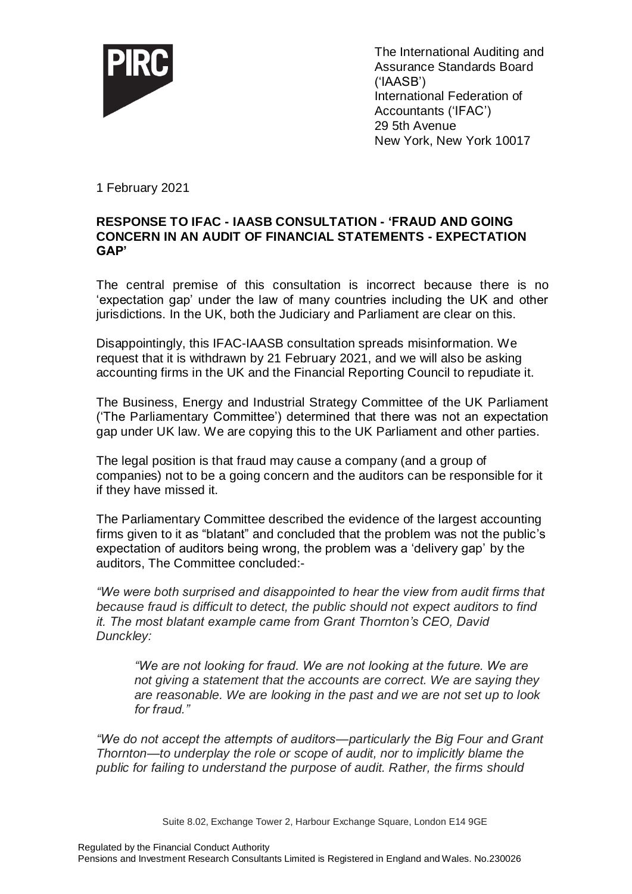PIRC

The International Auditing and Assurance Standards Board ('IAASB')
International Federation of Accountants ('IFAC')
29 5th Avenue
New York, New York 10017

1 February 2021

**RESPONSE TO IFAC - IAASB CONSULTATION - 'FRAUD AND GOING CONCERN IN AN AUDIT OF FINANCIAL STATEMENTS - EXPECTATION GAP'**

The central premise of this consultation is incorrect because there is no 'expectation gap' under the law of many countries including the UK and other jurisdictions. In the UK, both the Judiciary and Parliament are clear on this.

Disappointingly, this IFAC-IAASB consultation spreads misinformation. We request that it is withdrawn by 21 February 2021, and we will also be asking accounting firms in the UK and the Financial Reporting Council to repudiate it.

The Business, Energy and Industrial Strategy Committee of the UK Parliament ('The Parliamentary Committee') determined that there was not an expectation gap under UK law. We are copying this to the UK Parliament and other parties.

The legal position is that fraud may cause a company (and a group of companies) not to be a going concern and the auditors can be responsible for it if they have missed it.

The Parliamentary Committee described the evidence of the largest accounting firms given to it as "blatant" and concluded that the problem was not the public's expectation of auditors being wrong, the problem was a 'delivery gap' by the auditors, The Committee concluded:-

*"We were both surprised and disappointed to hear the view from audit firms that because fraud is difficult to detect, the public should not expect auditors to find it. The most blatant example came from Grant Thornton's CEO, David Dunckley:*

> *"We are not looking for fraud. We are not looking at the future. We are not giving a statement that the accounts are correct. We are saying they are reasonable. We are looking in the past and we are not set up to look for fraud."*

*"We do not accept the attempts of auditors—particularly the Big Four and Grant Thornton—to underplay the role or scope of audit, nor to implicitly blame the public for failing to understand the purpose of audit. Rather, the firms should*

Suite 8.02, Exchange Tower 2, Harbour Exchange Square, London E14 9GE

Regulated by the Financial Conduct Authority
Pensions and Investment Research Consultants Limited is Registered in England and Wales. No.230026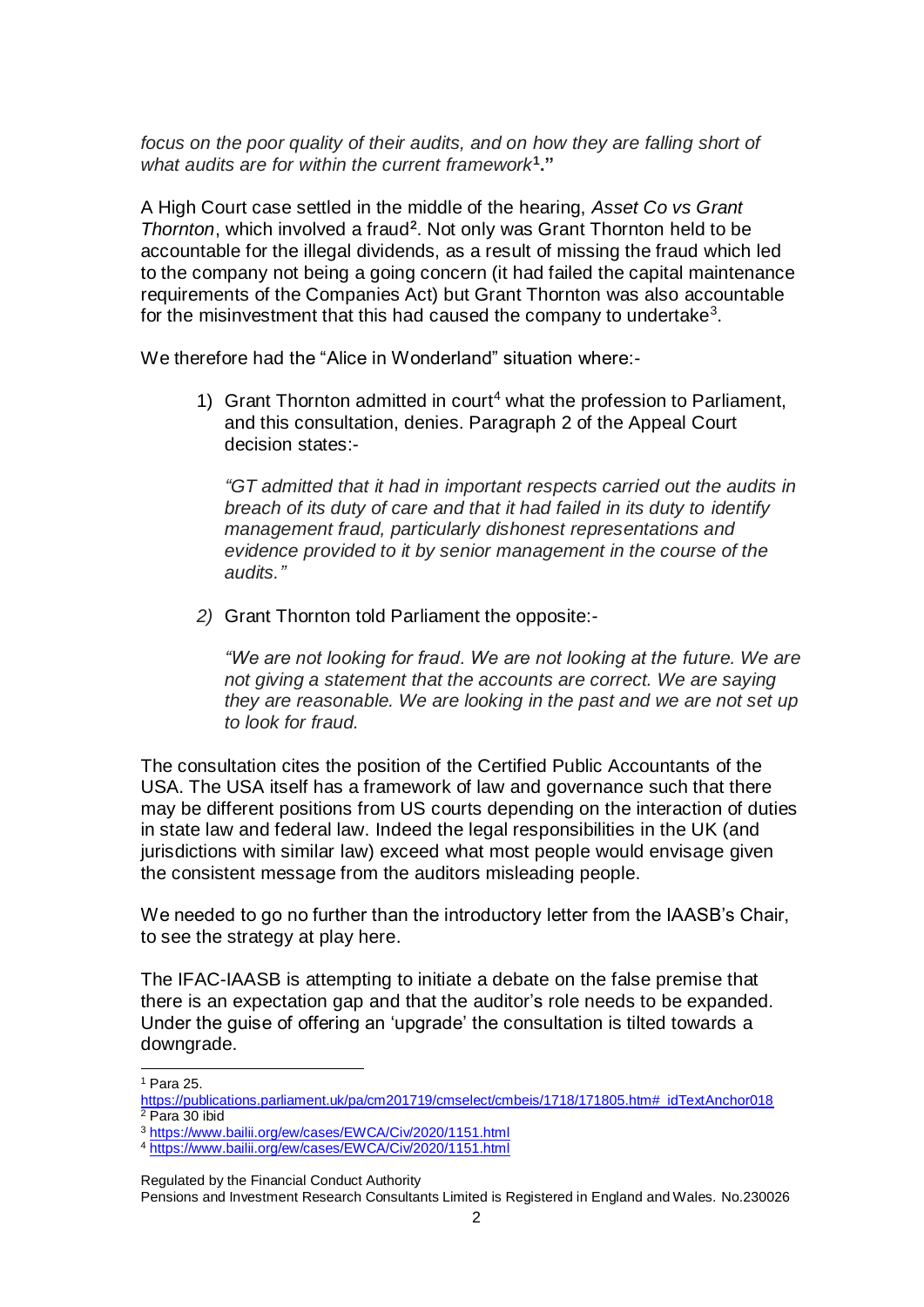*focus on the poor quality of their audits, and on how they are falling short of what audits are for within the current framework*[1]**."**

A High Court case settled in the middle of the hearing, *Asset Co vs Grant Thornton*, which involved a fraud[2]. Not only was Grant Thornton held to be accountable for the illegal dividends, as a result of missing the fraud which led to the company not being a going concern (it had failed the capital maintenance requirements of the Companies Act) but Grant Thornton was also accountable for the misinvestment that this had caused the company to undertake[3].

We therefore had the "Alice in Wonderland" situation where:-

1) Grant Thornton admitted in court[4] what the profession to Parliament, and this consultation, denies. Paragraph 2 of the Appeal Court decision states:-

   *"GT admitted that it had in important respects carried out the audits in breach of its duty of care and that it had failed in its duty to identify management fraud, particularly dishonest representations and evidence provided to it by senior management in the course of the audits."*

2) Grant Thornton told Parliament the opposite:-

   *"We are not looking for fraud. We are not looking at the future. We are not giving a statement that the accounts are correct. We are saying they are reasonable. We are looking in the past and we are not set up to look for fraud.*

The consultation cites the position of the Certified Public Accountants of the USA. The USA itself has a framework of law and governance such that there may be different positions from US courts depending on the interaction of duties in state law and federal law. Indeed the legal responsibilities in the UK (and jurisdictions with similar law) exceed what most people would envisage given the consistent message from the auditors misleading people.

We needed to go no further than the introductory letter from the IAASB's Chair, to see the strategy at play here.

The IFAC-IAASB is attempting to initiate a debate on the false premise that there is an expectation gap and that the auditor's role needs to be expanded. Under the guise of offering an 'upgrade' the consultation is tilted towards a downgrade.

---

[1] Para 25. https://publications.parliament.uk/pa/cm201719/cmselect/cmbeis/1718/171805.htm#_idTextAnchor018

[2] Para 30 ibid

[3] https://www.bailii.org/ew/cases/EWCA/Civ/2020/1151.html

[4] https://www.bailii.org/ew/cases/EWCA/Civ/2020/1151.html

Regulated by the Financial Conduct Authority
Pensions and Investment Research Consultants Limited is Registered in England and Wales. No.230026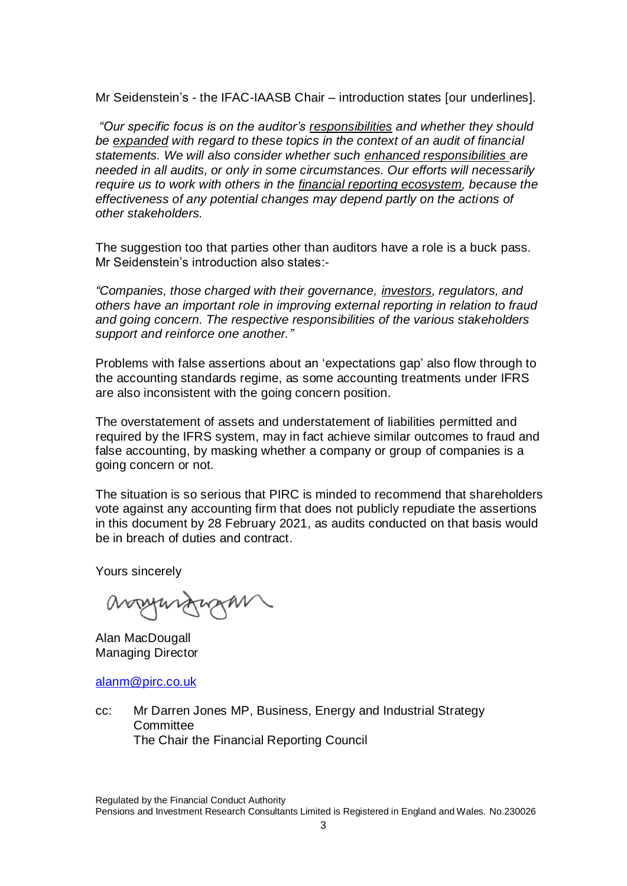Mr Seidenstein's - the IFAC-IAASB Chair – introduction states [our underlines].

*"Our specific focus is on the auditor's <u>responsibilities</u> and whether they should be <u>expanded</u> with regard to these topics in the context of an audit of financial statements. We will also consider whether such <u>enhanced responsibilities</u> are needed in all audits, or only in some circumstances. Our efforts will necessarily require us to work with others in the <u>financial reporting ecosystem</u>, because the effectiveness of any potential changes may depend partly on the actions of other stakeholders.*

The suggestion too that parties other than auditors have a role is a buck pass. Mr Seidenstein's introduction also states:-

*"Companies, those charged with their governance, <u>investors</u>, regulators, and others have an important role in improving external reporting in relation to fraud and going concern. The respective responsibilities of the various stakeholders support and reinforce one another."*

Problems with false assertions about an 'expectations gap' also flow through to the accounting standards regime, as some accounting treatments under IFRS are also inconsistent with the going concern position.

The overstatement of assets and understatement of liabilities permitted and required by the IFRS system, may in fact achieve similar outcomes to fraud and false accounting, by masking whether a company or group of companies is a going concern or not.

The situation is so serious that PIRC is minded to recommend that shareholders vote against any accounting firm that does not publicly repudiate the assertions in this document by 28 February 2021, as audits conducted on that basis would be in breach of duties and contract.

Yours sincerely

Alan MacDougall
Managing Director

alanm@pirc.co.uk

cc: Mr Darren Jones MP, Business, Energy and Industrial Strategy Committee
The Chair the Financial Reporting Council

Regulated by the Financial Conduct Authority
Pensions and Investment Research Consultants Limited is Registered in England and Wales. No.230026